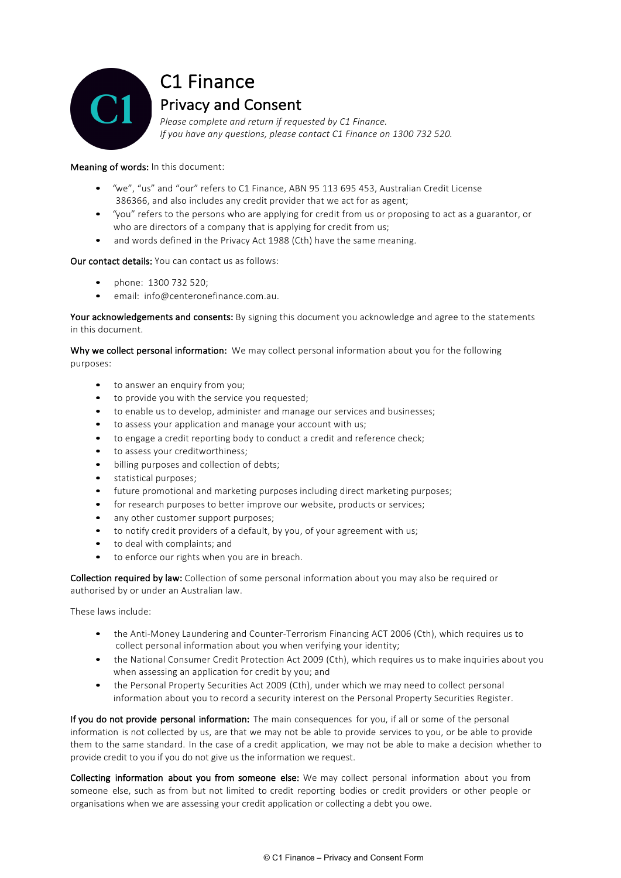# C1 Finance

## Privacy and Consent

*Please complete and return if requested by C1 Finance.*
*If you have any questions, please contact C1 Finance on 1300 732 520.*

**Meaning of words:** In this document:

- "we", "us" and "our" refers to C1 Finance, ABN 95 113 695 453, Australian Credit License 386366, and also includes any credit provider that we act for as agent;
- "you" refers to the persons who are applying for credit from us or proposing to act as a guarantor, or who are directors of a company that is applying for credit from us;
- and words defined in the Privacy Act 1988 (Cth) have the same meaning.

**Our contact details:** You can contact us as follows:

- phone: 1300 732 520;
- email: info@centeronefinance.com.au.

**Your acknowledgements and consents:** By signing this document you acknowledge and agree to the statements in this document.

**Why we collect personal information:** We may collect personal information about you for the following purposes:

- to answer an enquiry from you;
- to provide you with the service you requested;
- to enable us to develop, administer and manage our services and businesses;
- to assess your application and manage your account with us;
- to engage a credit reporting body to conduct a credit and reference check;
- to assess your creditworthiness;
- billing purposes and collection of debts;
- statistical purposes;
- future promotional and marketing purposes including direct marketing purposes;
- for research purposes to better improve our website, products or services;
- any other customer support purposes;
- to notify credit providers of a default, by you, of your agreement with us;
- to deal with complaints; and
- to enforce our rights when you are in breach.

**Collection required by law:** Collection of some personal information about you may also be required or authorised by or under an Australian law.

These laws include:

- the Anti-Money Laundering and Counter-Terrorism Financing ACT 2006 (Cth), which requires us to collect personal information about you when verifying your identity;
- the National Consumer Credit Protection Act 2009 (Cth), which requires us to make inquiries about you when assessing an application for credit by you; and
- the Personal Property Securities Act 2009 (Cth), under which we may need to collect personal information about you to record a security interest on the Personal Property Securities Register.

**If you do not provide personal information:** The main consequences for you, if all or some of the personal information is not collected by us, are that we may not be able to provide services to you, or be able to provide them to the same standard. In the case of a credit application, we may not be able to make a decision whether to provide credit to you if you do not give us the information we request.

**Collecting information about you from someone else:** We may collect personal information about you from someone else, such as from but not limited to credit reporting bodies or credit providers or other people or organisations when we are assessing your credit application or collecting a debt you owe.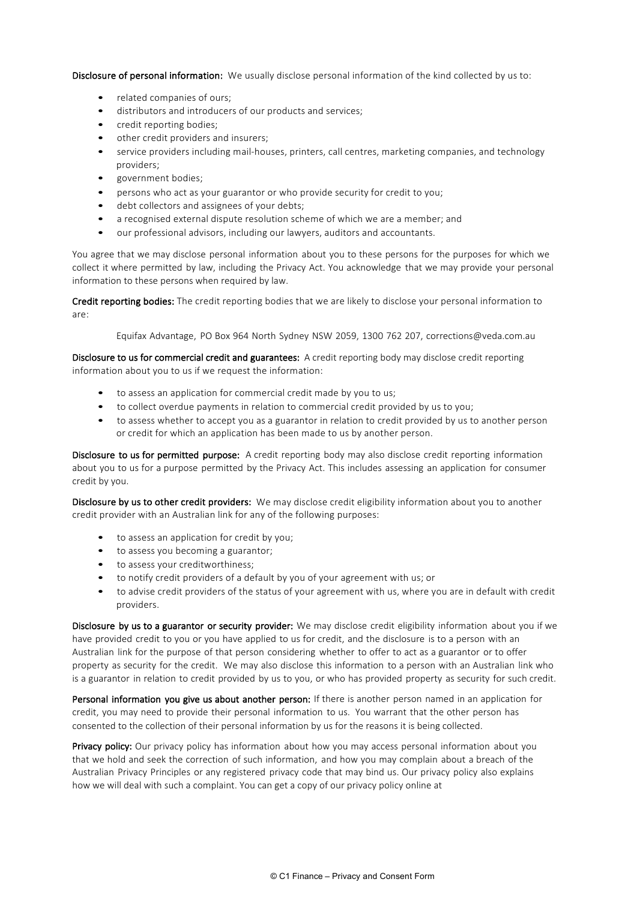**Disclosure of personal information:** We usually disclose personal information of the kind collected by us to:

- related companies of ours;
- distributors and introducers of our products and services;
- credit reporting bodies;
- other credit providers and insurers;
- service providers including mail-houses, printers, call centres, marketing companies, and technology providers;
- government bodies;
- persons who act as your guarantor or who provide security for credit to you;
- debt collectors and assignees of your debts;
- a recognised external dispute resolution scheme of which we are a member; and
- our professional advisors, including our lawyers, auditors and accountants.

You agree that we may disclose personal information about you to these persons for the purposes for which we collect it where permitted by law, including the Privacy Act. You acknowledge that we may provide your personal information to these persons when required by law.

**Credit reporting bodies:** The credit reporting bodies that we are likely to disclose your personal information to are:

Equifax Advantage, PO Box 964 North Sydney NSW 2059, 1300 762 207, corrections@veda.com.au

**Disclosure to us for commercial credit and guarantees:** A credit reporting body may disclose credit reporting information about you to us if we request the information:

- to assess an application for commercial credit made by you to us;
- to collect overdue payments in relation to commercial credit provided by us to you;
- to assess whether to accept you as a guarantor in relation to credit provided by us to another person or credit for which an application has been made to us by another person.

**Disclosure to us for permitted purpose:** A credit reporting body may also disclose credit reporting information about you to us for a purpose permitted by the Privacy Act. This includes assessing an application for consumer credit by you.

**Disclosure by us to other credit providers:** We may disclose credit eligibility information about you to another credit provider with an Australian link for any of the following purposes:

- to assess an application for credit by you;
- to assess you becoming a guarantor;
- to assess your creditworthiness;
- to notify credit providers of a default by you of your agreement with us; or
- to advise credit providers of the status of your agreement with us, where you are in default with credit providers.

**Disclosure by us to a guarantor or security provider:** We may disclose credit eligibility information about you if we have provided credit to you or you have applied to us for credit, and the disclosure is to a person with an Australian link for the purpose of that person considering whether to offer to act as a guarantor or to offer property as security for the credit. We may also disclose this information to a person with an Australian link who is a guarantor in relation to credit provided by us to you, or who has provided property as security for such credit.

**Personal information you give us about another person:** If there is another person named in an application for credit, you may need to provide their personal information to us. You warrant that the other person has consented to the collection of their personal information by us for the reasons it is being collected.

**Privacy policy:** Our privacy policy has information about how you may access personal information about you that we hold and seek the correction of such information, and how you may complain about a breach of the Australian Privacy Principles or any registered privacy code that may bind us. Our privacy policy also explains how we will deal with such a complaint. You can get a copy of our privacy policy online at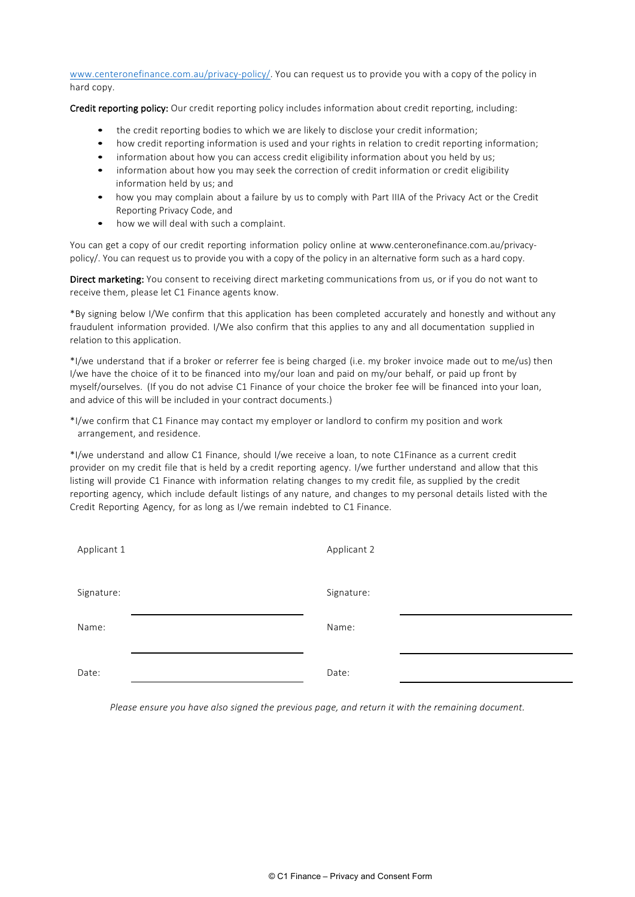www.centeronefinance.com.au/privacy-policy/. You can request us to provide you with a copy of the policy in hard copy.

**Credit reporting policy:** Our credit reporting policy includes information about credit reporting, including:

- the credit reporting bodies to which we are likely to disclose your credit information;
- how credit reporting information is used and your rights in relation to credit reporting information;
- information about how you can access credit eligibility information about you held by us;
- information about how you may seek the correction of credit information or credit eligibility information held by us; and
- how you may complain about a failure by us to comply with Part IIIA of the Privacy Act or the Credit Reporting Privacy Code, and
- how we will deal with such a complaint.

You can get a copy of our credit reporting information policy online at www.centeronefinance.com.au/privacy-policy/. You can request us to provide you with a copy of the policy in an alternative form such as a hard copy.

**Direct marketing:** You consent to receiving direct marketing communications from us, or if you do not want to receive them, please let C1 Finance agents know.

*By signing below I/We confirm that this application has been completed accurately and honestly and without any fraudulent information provided. I/We also confirm that this applies to any and all documentation supplied in relation to this application.

*I/we understand that if a broker or referrer fee is being charged (i.e. my broker invoice made out to me/us) then I/we have the choice of it to be financed into my/our loan and paid on my/our behalf, or paid up front by myself/ourselves. (If you do not advise C1 Finance of your choice the broker fee will be financed into your loan, and advice of this will be included in your contract documents.)

*I/we confirm that C1 Finance may contact my employer or landlord to confirm my position and work arrangement, and residence.

*I/we understand and allow C1 Finance, should I/we receive a loan, to note C1Finance as a current credit provider on my credit file that is held by a credit reporting agency. I/we further understand and allow that this listing will provide C1 Finance with information relating changes to my credit file, as supplied by the credit reporting agency, which include default listings of any nature, and changes to my personal details listed with the Credit Reporting Agency, for as long as I/we remain indebted to C1 Finance.

| Applicant 1 | | Applicant 2 | |
|---|---|---|---|
| Signature: | | Signature: | |
| Name: | | Name: | |
| Date: | | Date: | |

*Please ensure you have also signed the previous page, and return it with the remaining document.*

© C1 Finance – Privacy and Consent Form